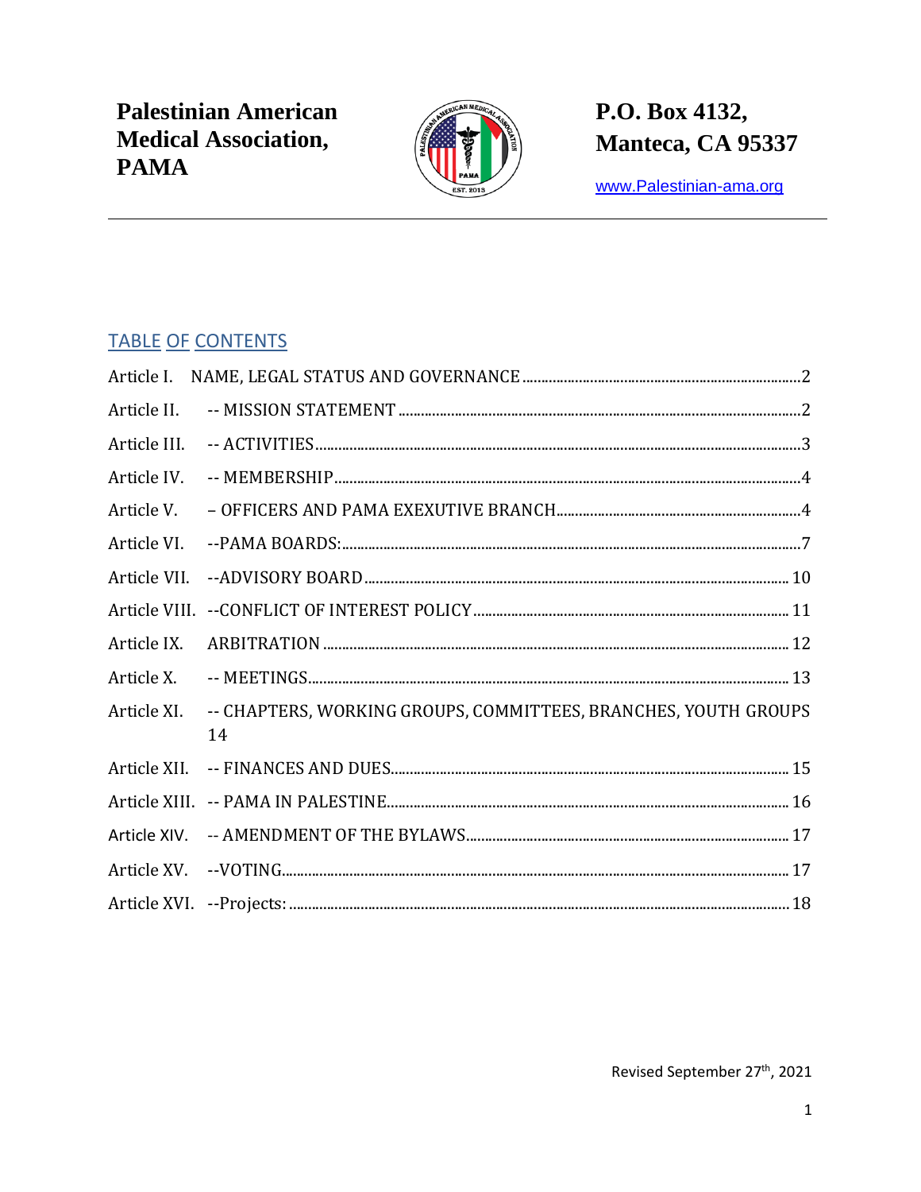**Palestinian American Medical Association, PAMA**

**P.O. Box 4132, Manteca, CA 95337**

www.Palestinian-ama.org

## TABLE OF CONTENTS

Article I. NAME, LEGAL STATUS AND GOVERNANCE ........ 2

Article II. -- MISSION STATEMENT ........ 2

Article III. -- ACTIVITIES ........ 3

Article IV. -- MEMBERSHIP ........ 4

Article V. – OFFICERS AND PAMA EXEXUTIVE BRANCH ........ 4

Article VI. --PAMA BOARDS: ........ 7

Article VII. --ADVISORY BOARD ........ 10

Article VIII. --CONFLICT OF INTEREST POLICY ........ 11

Article IX. ARBITRATION ........ 12

Article X. -- MEETINGS ........ 13

Article XI. -- CHAPTERS, WORKING GROUPS, COMMITTEES, BRANCHES, YOUTH GROUPS 14

Article XII. -- FINANCES AND DUES ........ 15

Article XIII. -- PAMA IN PALESTINE ........ 16

Article XIV. -- AMENDMENT OF THE BYLAWS ........ 17

Article XV. --VOTING ........ 17

Article XVI. --Projects: ........ 18

Revised September 27th, 2021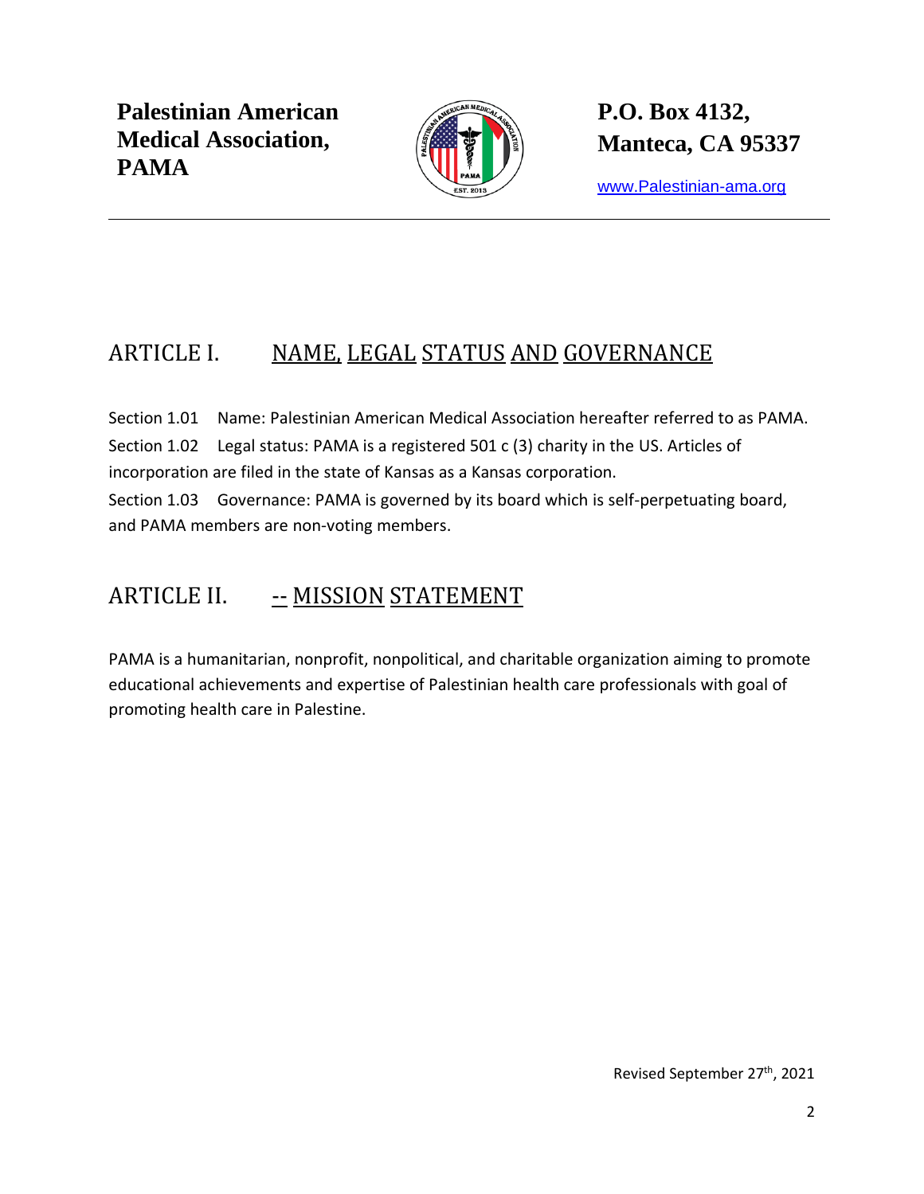**Palestinian American Medical Association, PAMA**

**P.O. Box 4132, Manteca, CA 95337**

www.Palestinian-ama.org

## ARTICLE I. NAME, LEGAL STATUS AND GOVERNANCE

Section 1.01 Name: Palestinian American Medical Association hereafter referred to as PAMA.

Section 1.02 Legal status: PAMA is a registered 501 c (3) charity in the US. Articles of incorporation are filed in the state of Kansas as a Kansas corporation.

Section 1.03 Governance: PAMA is governed by its board which is self-perpetuating board, and PAMA members are non-voting members.

## ARTICLE II. -- MISSION STATEMENT

PAMA is a humanitarian, nonprofit, nonpolitical, and charitable organization aiming to promote educational achievements and expertise of Palestinian health care professionals with goal of promoting health care in Palestine.

Revised September 27th, 2021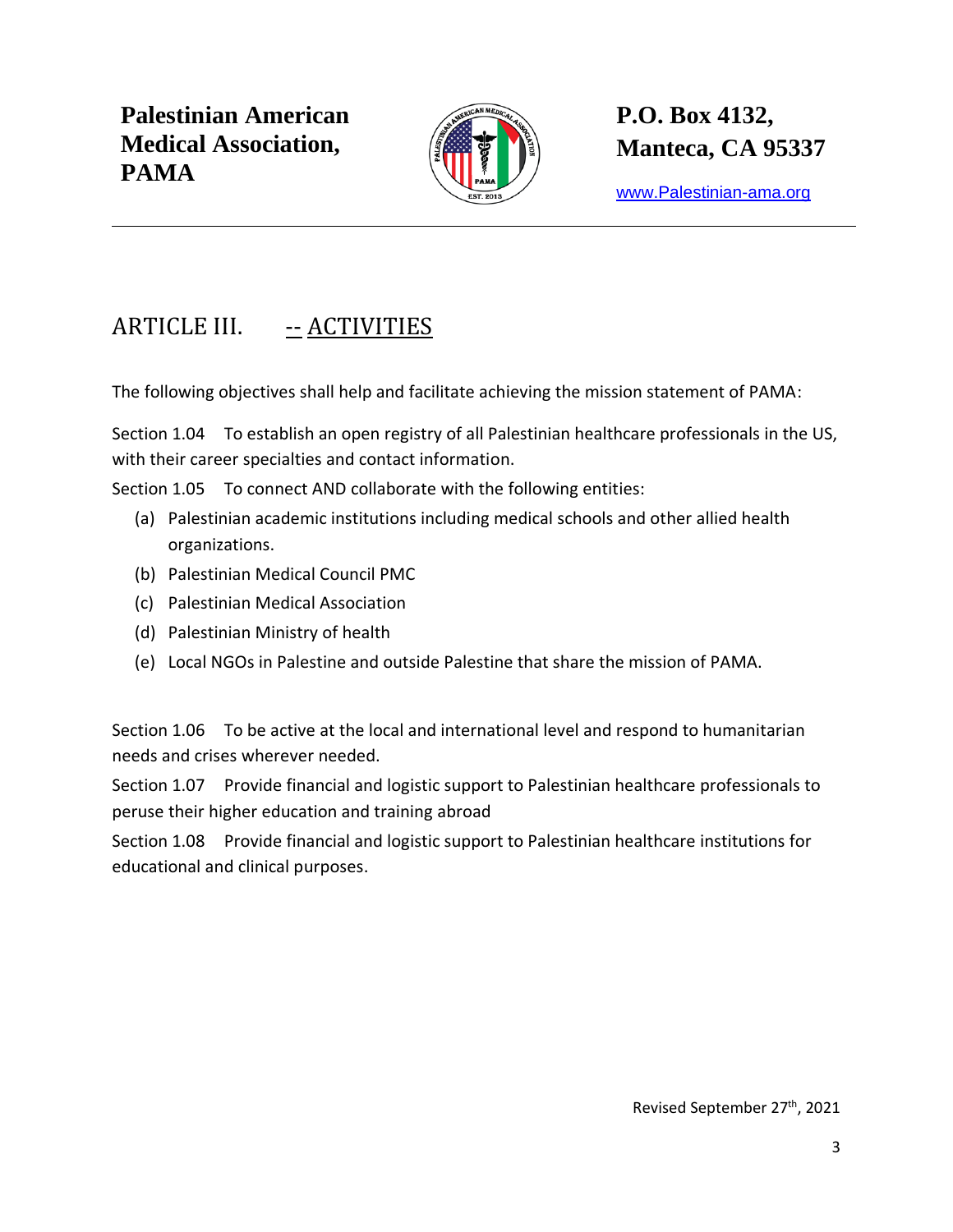## ARTICLE III. -- ACTIVITIES

The following objectives shall help and facilitate achieving the mission statement of PAMA:

Section 1.04 To establish an open registry of all Palestinian healthcare professionals in the US, with their career specialties and contact information.

Section 1.05 To connect AND collaborate with the following entities:

- (a) Palestinian academic institutions including medical schools and other allied health organizations.
- (b) Palestinian Medical Council PMC
- (c) Palestinian Medical Association
- (d) Palestinian Ministry of health
- (e) Local NGOs in Palestine and outside Palestine that share the mission of PAMA.

Section 1.06 To be active at the local and international level and respond to humanitarian needs and crises wherever needed.

Section 1.07 Provide financial and logistic support to Palestinian healthcare professionals to peruse their higher education and training abroad

Section 1.08 Provide financial and logistic support to Palestinian healthcare institutions for educational and clinical purposes.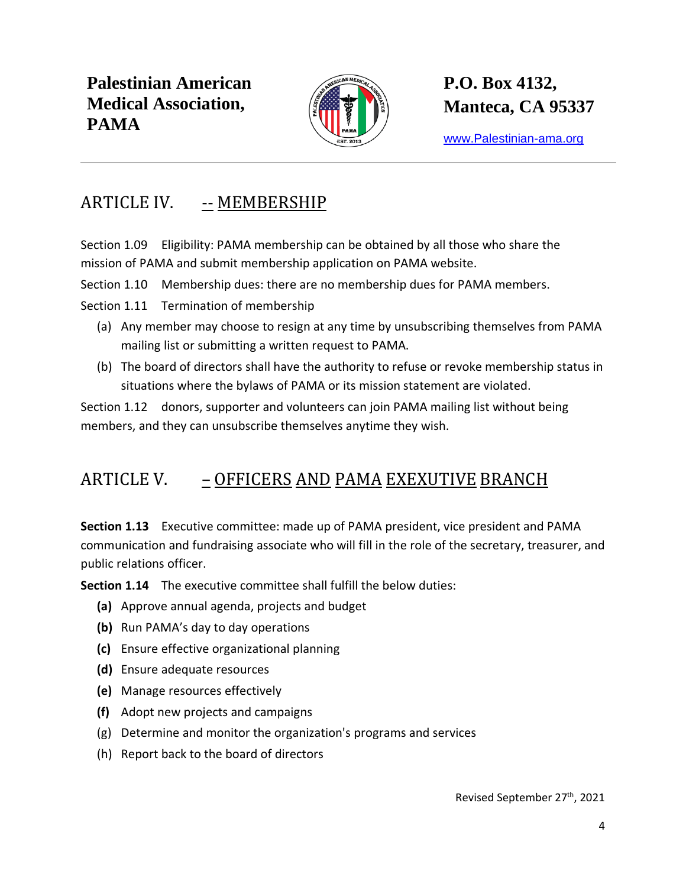## ARTICLE IV. -- MEMBERSHIP

Section 1.09 Eligibility: PAMA membership can be obtained by all those who share the mission of PAMA and submit membership application on PAMA website.

Section 1.10 Membership dues: there are no membership dues for PAMA members.

Section 1.11 Termination of membership

(a) Any member may choose to resign at any time by unsubscribing themselves from PAMA mailing list or submitting a written request to PAMA.

(b) The board of directors shall have the authority to refuse or revoke membership status in situations where the bylaws of PAMA or its mission statement are violated.

Section 1.12 donors, supporter and volunteers can join PAMA mailing list without being members, and they can unsubscribe themselves anytime they wish.

## ARTICLE V. – OFFICERS AND PAMA EXEXUTIVE BRANCH

**Section 1.13** Executive committee: made up of PAMA president, vice president and PAMA communication and fundraising associate who will fill in the role of the secretary, treasurer, and public relations officer.

**Section 1.14** The executive committee shall fulfill the below duties:

**(a)** Approve annual agenda, projects and budget

**(b)** Run PAMA's day to day operations

**(c)** Ensure effective organizational planning

**(d)** Ensure adequate resources

**(e)** Manage resources effectively

**(f)** Adopt new projects and campaigns

(g) Determine and monitor the organization's programs and services

(h) Report back to the board of directors

Revised September 27th, 2021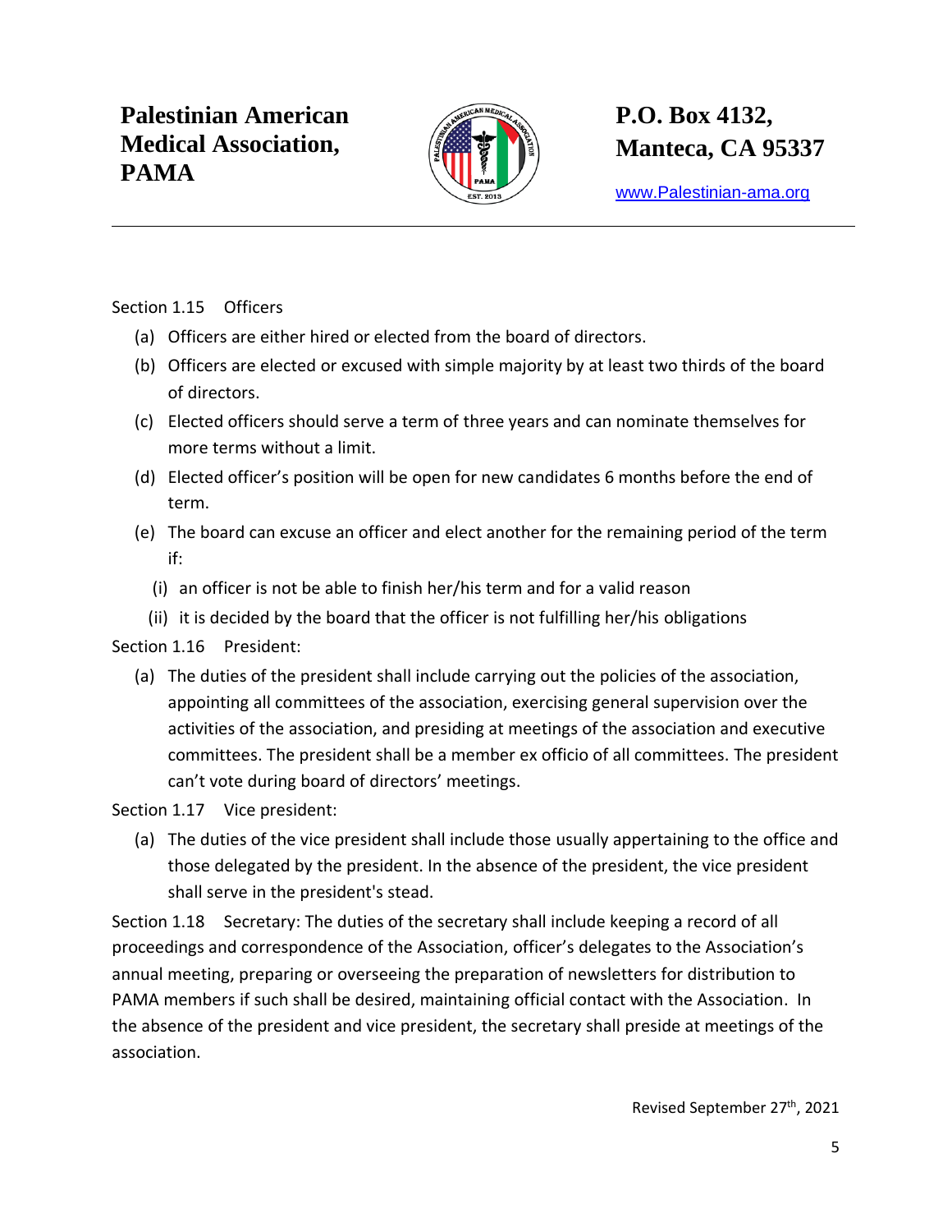Section 1.15 Officers

(a) Officers are either hired or elected from the board of directors.

(b) Officers are elected or excused with simple majority by at least two thirds of the board of directors.

(c) Elected officers should serve a term of three years and can nominate themselves for more terms without a limit.

(d) Elected officer's position will be open for new candidates 6 months before the end of term.

(e) The board can excuse an officer and elect another for the remaining period of the term if:

  (i) an officer is not be able to finish her/his term and for a valid reason

  (ii) it is decided by the board that the officer is not fulfilling her/his obligations

Section 1.16 President:

(a) The duties of the president shall include carrying out the policies of the association, appointing all committees of the association, exercising general supervision over the activities of the association, and presiding at meetings of the association and executive committees. The president shall be a member ex officio of all committees. The president can't vote during board of directors' meetings.

Section 1.17 Vice president:

(a) The duties of the vice president shall include those usually appertaining to the office and those delegated by the president. In the absence of the president, the vice president shall serve in the president's stead.

Section 1.18 Secretary: The duties of the secretary shall include keeping a record of all proceedings and correspondence of the Association, officer's delegates to the Association's annual meeting, preparing or overseeing the preparation of newsletters for distribution to PAMA members if such shall be desired, maintaining official contact with the Association. In the absence of the president and vice president, the secretary shall preside at meetings of the association.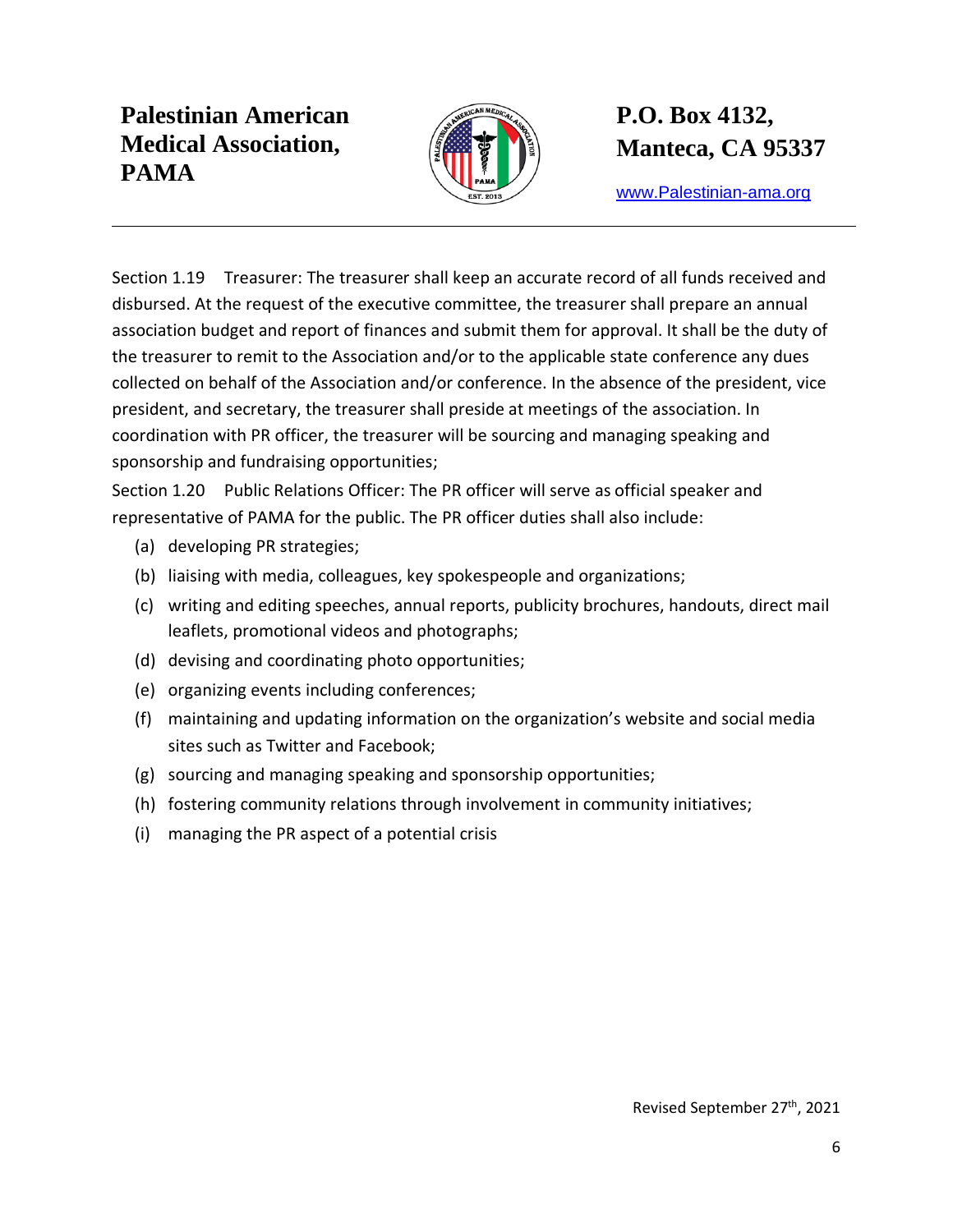Section 1.19 Treasurer: The treasurer shall keep an accurate record of all funds received and disbursed. At the request of the executive committee, the treasurer shall prepare an annual association budget and report of finances and submit them for approval. It shall be the duty of the treasurer to remit to the Association and/or to the applicable state conference any dues collected on behalf of the Association and/or conference. In the absence of the president, vice president, and secretary, the treasurer shall preside at meetings of the association. In coordination with PR officer, the treasurer will be sourcing and managing speaking and sponsorship and fundraising opportunities;

Section 1.20 Public Relations Officer: The PR officer will serve as official speaker and representative of PAMA for the public. The PR officer duties shall also include:

(a) developing PR strategies;
(b) liaising with media, colleagues, key spokespeople and organizations;
(c) writing and editing speeches, annual reports, publicity brochures, handouts, direct mail leaflets, promotional videos and photographs;
(d) devising and coordinating photo opportunities;
(e) organizing events including conferences;
(f) maintaining and updating information on the organization's website and social media sites such as Twitter and Facebook;
(g) sourcing and managing speaking and sponsorship opportunities;
(h) fostering community relations through involvement in community initiatives;
(i) managing the PR aspect of a potential crisis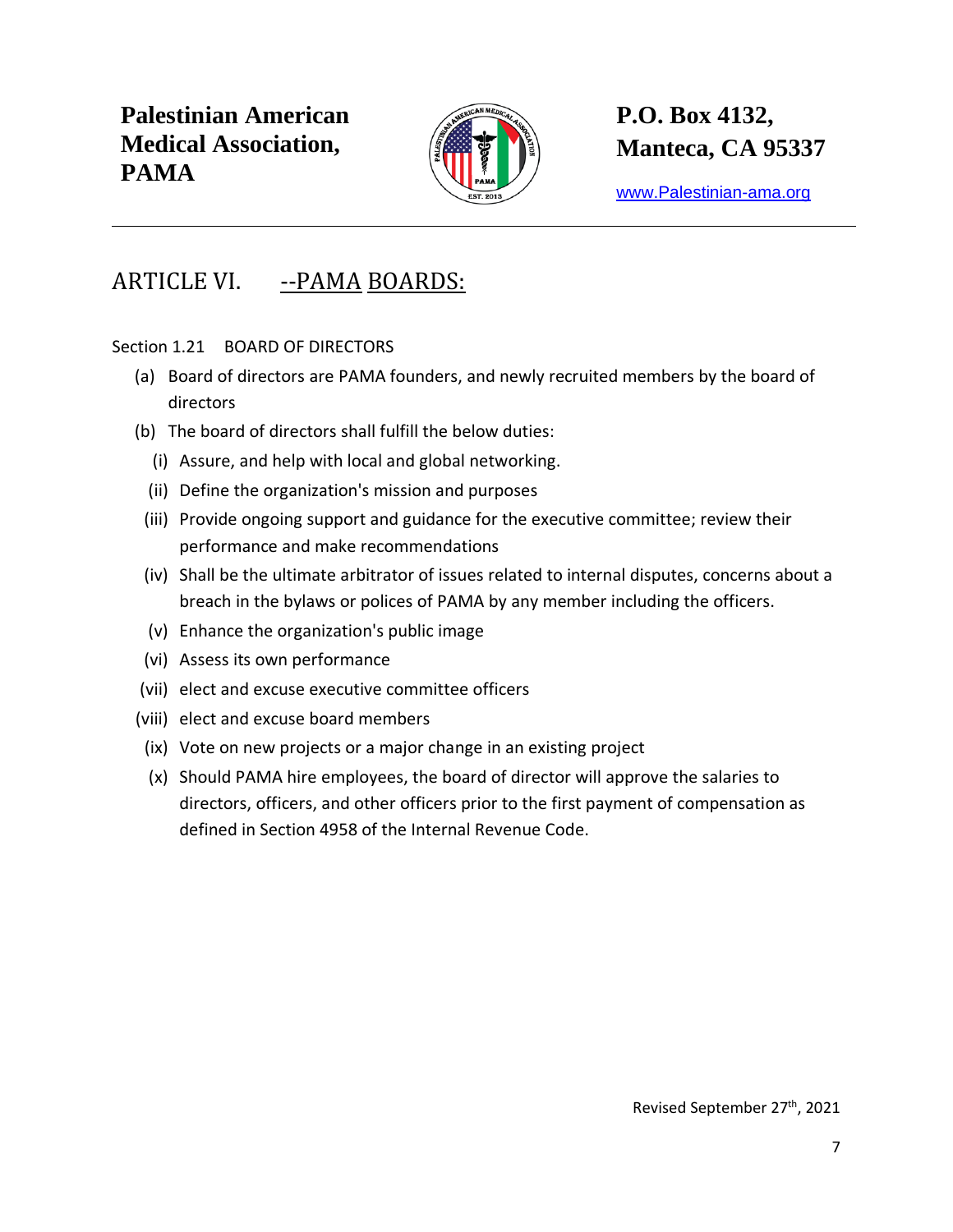## ARTICLE VI. --PAMA BOARDS:

Section 1.21 BOARD OF DIRECTORS

(a) Board of directors are PAMA founders, and newly recruited members by the board of directors

(b) The board of directors shall fulfill the below duties:

  (i) Assure, and help with local and global networking.

  (ii) Define the organization's mission and purposes

  (iii) Provide ongoing support and guidance for the executive committee; review their performance and make recommendations

  (iv) Shall be the ultimate arbitrator of issues related to internal disputes, concerns about a breach in the bylaws or polices of PAMA by any member including the officers.

  (v) Enhance the organization's public image

  (vi) Assess its own performance

  (vii) elect and excuse executive committee officers

  (viii) elect and excuse board members

  (ix) Vote on new projects or a major change in an existing project

  (x) Should PAMA hire employees, the board of director will approve the salaries to directors, officers, and other officers prior to the first payment of compensation as defined in Section 4958 of the Internal Revenue Code.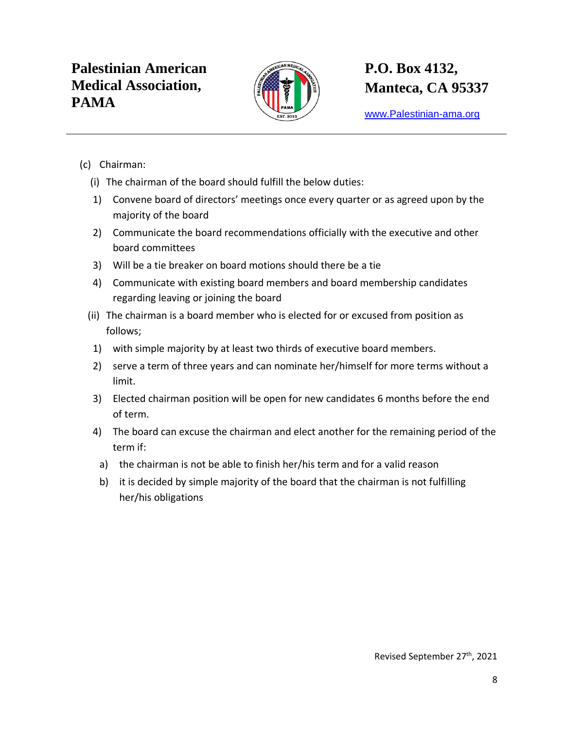(c) Chairman:

(i) The chairman of the board should fulfill the below duties:

1) Convene board of directors' meetings once every quarter or as agreed upon by the majority of the board
2) Communicate the board recommendations officially with the executive and other board committees
3) Will be a tie breaker on board motions should there be a tie
4) Communicate with existing board members and board membership candidates regarding leaving or joining the board

(ii) The chairman is a board member who is elected for or excused from position as follows;

1) with simple majority by at least two thirds of executive board members.
2) serve a term of three years and can nominate her/himself for more terms without a limit.
3) Elected chairman position will be open for new candidates 6 months before the end of term.
4) The board can excuse the chairman and elect another for the remaining period of the term if:
    a) the chairman is not be able to finish her/his term and for a valid reason
    b) it is decided by simple majority of the board that the chairman is not fulfilling her/his obligations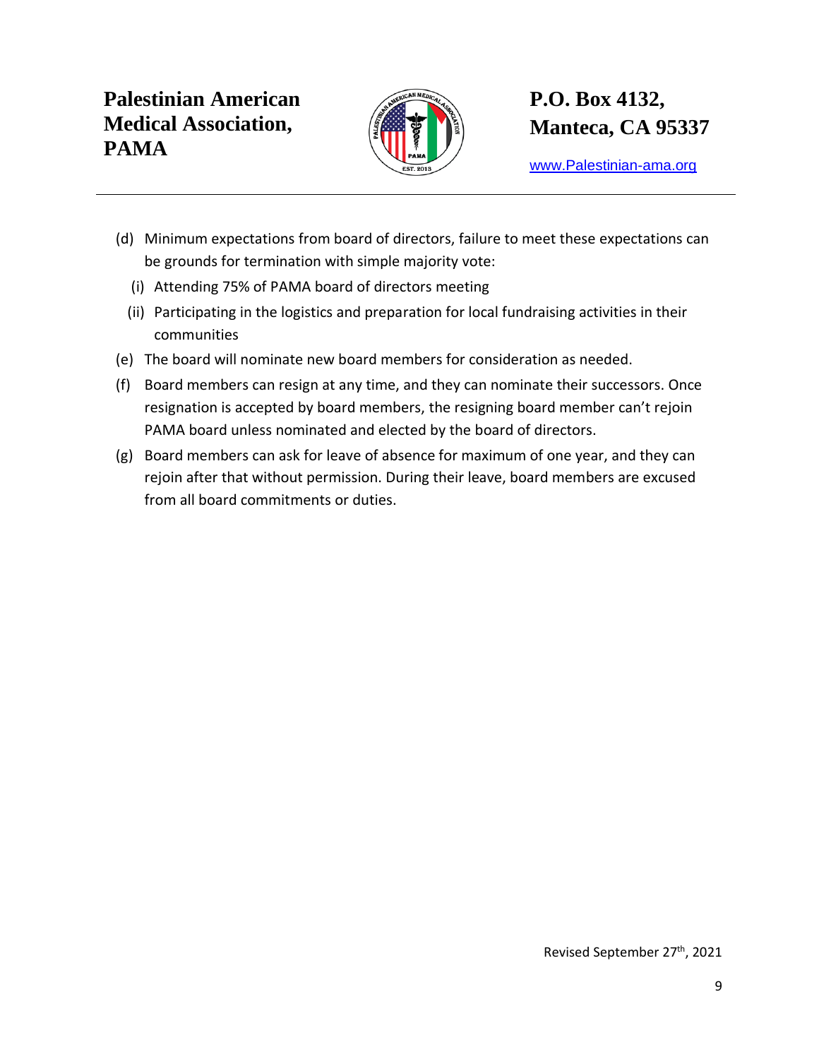(d) Minimum expectations from board of directors, failure to meet these expectations can be grounds for termination with simple majority vote:

  (i) Attending 75% of PAMA board of directors meeting

  (ii) Participating in the logistics and preparation for local fundraising activities in their communities

(e) The board will nominate new board members for consideration as needed.

(f) Board members can resign at any time, and they can nominate their successors. Once resignation is accepted by board members, the resigning board member can't rejoin PAMA board unless nominated and elected by the board of directors.

(g) Board members can ask for leave of absence for maximum of one year, and they can rejoin after that without permission. During their leave, board members are excused from all board commitments or duties.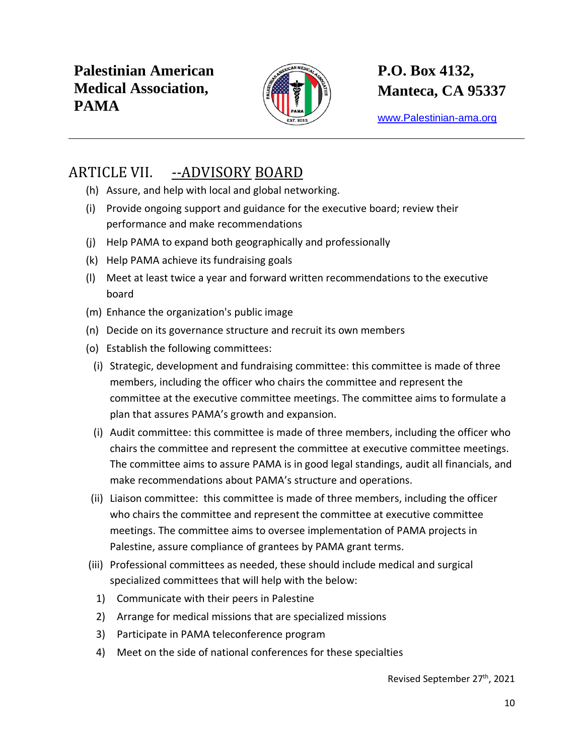## ARTICLE VII. --ADVISORY BOARD

(h) Assure, and help with local and global networking.

(i) Provide ongoing support and guidance for the executive board; review their performance and make recommendations

(j) Help PAMA to expand both geographically and professionally

(k) Help PAMA achieve its fundraising goals

(l) Meet at least twice a year and forward written recommendations to the executive board

(m) Enhance the organization's public image

(n) Decide on its governance structure and recruit its own members

(o) Establish the following committees:

  (i) Strategic, development and fundraising committee: this committee is made of three members, including the officer who chairs the committee and represent the committee at the executive committee meetings. The committee aims to formulate a plan that assures PAMA's growth and expansion.

  (i) Audit committee: this committee is made of three members, including the officer who chairs the committee and represent the committee at executive committee meetings. The committee aims to assure PAMA is in good legal standings, audit all financials, and make recommendations about PAMA's structure and operations.

  (ii) Liaison committee: this committee is made of three members, including the officer who chairs the committee and represent the committee at executive committee meetings. The committee aims to oversee implementation of PAMA projects in Palestine, assure compliance of grantees by PAMA grant terms.

  (iii) Professional committees as needed, these should include medical and surgical specialized committees that will help with the below:

    1) Communicate with their peers in Palestine
    2) Arrange for medical missions that are specialized missions
    3) Participate in PAMA teleconference program
    4) Meet on the side of national conferences for these specialties

Revised September 27th, 2021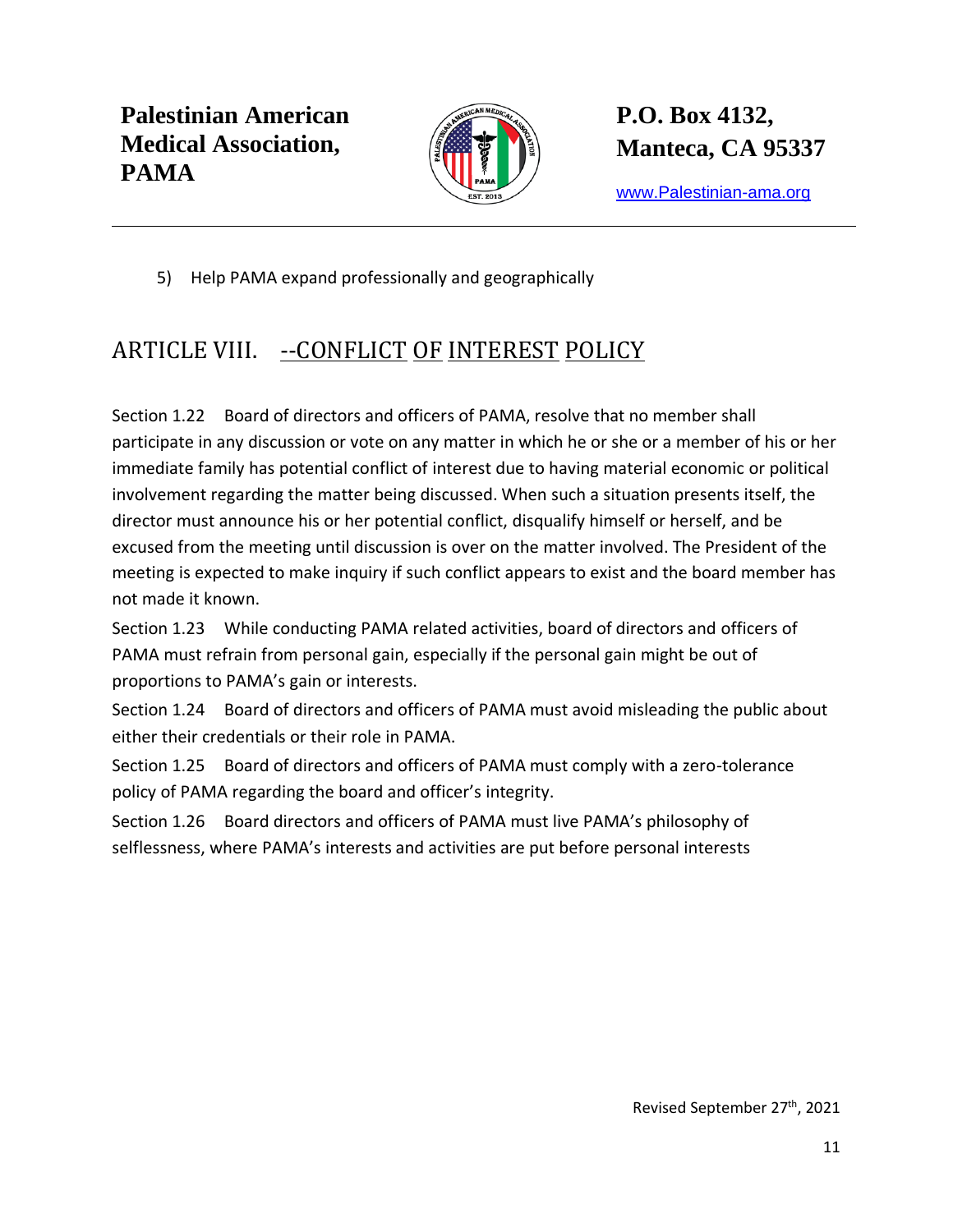5) Help PAMA expand professionally and geographically

## ARTICLE VIII. --CONFLICT OF INTEREST POLICY

Section 1.22 Board of directors and officers of PAMA, resolve that no member shall participate in any discussion or vote on any matter in which he or she or a member of his or her immediate family has potential conflict of interest due to having material economic or political involvement regarding the matter being discussed. When such a situation presents itself, the director must announce his or her potential conflict, disqualify himself or herself, and be excused from the meeting until discussion is over on the matter involved. The President of the meeting is expected to make inquiry if such conflict appears to exist and the board member has not made it known.

Section 1.23 While conducting PAMA related activities, board of directors and officers of PAMA must refrain from personal gain, especially if the personal gain might be out of proportions to PAMA's gain or interests.

Section 1.24 Board of directors and officers of PAMA must avoid misleading the public about either their credentials or their role in PAMA.

Section 1.25 Board of directors and officers of PAMA must comply with a zero-tolerance policy of PAMA regarding the board and officer's integrity.

Section 1.26 Board directors and officers of PAMA must live PAMA's philosophy of selflessness, where PAMA's interests and activities are put before personal interests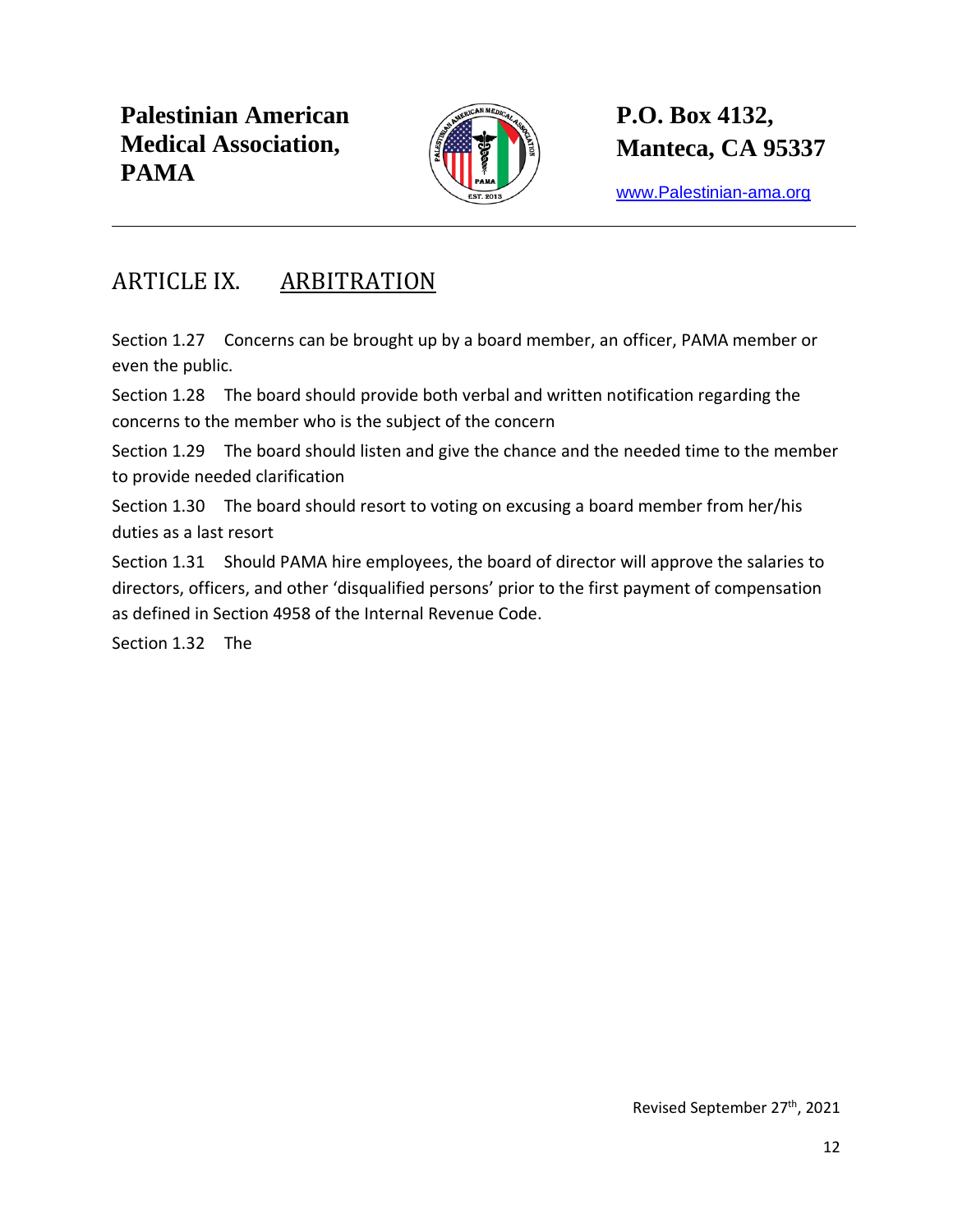## ARTICLE IX. ARBITRATION

Section 1.27 Concerns can be brought up by a board member, an officer, PAMA member or even the public.

Section 1.28 The board should provide both verbal and written notification regarding the concerns to the member who is the subject of the concern

Section 1.29 The board should listen and give the chance and the needed time to the member to provide needed clarification

Section 1.30 The board should resort to voting on excusing a board member from her/his duties as a last resort

Section 1.31 Should PAMA hire employees, the board of director will approve the salaries to directors, officers, and other 'disqualified persons' prior to the first payment of compensation as defined in Section 4958 of the Internal Revenue Code.

Section 1.32 The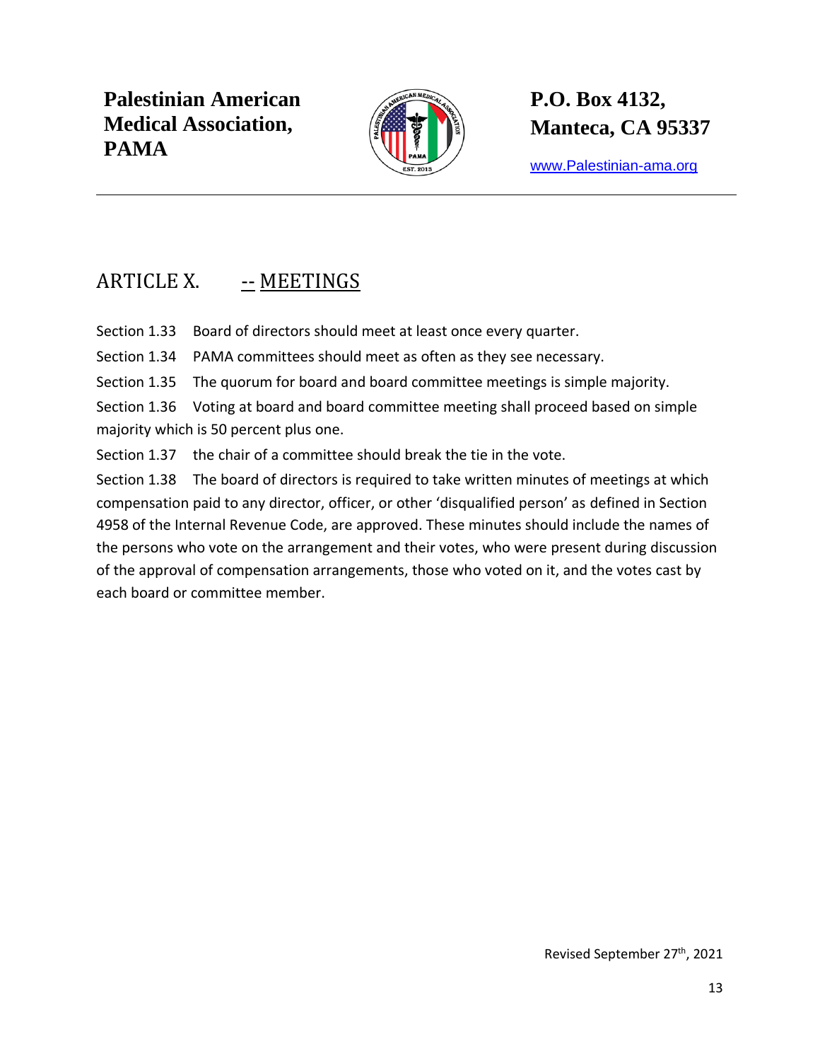## ARTICLE X. -- MEETINGS

Section 1.33 Board of directors should meet at least once every quarter.

Section 1.34 PAMA committees should meet as often as they see necessary.

Section 1.35 The quorum for board and board committee meetings is simple majority.

Section 1.36 Voting at board and board committee meeting shall proceed based on simple majority which is 50 percent plus one.

Section 1.37 the chair of a committee should break the tie in the vote.

Section 1.38 The board of directors is required to take written minutes of meetings at which compensation paid to any director, officer, or other 'disqualified person' as defined in Section 4958 of the Internal Revenue Code, are approved. These minutes should include the names of the persons who vote on the arrangement and their votes, who were present during discussion of the approval of compensation arrangements, those who voted on it, and the votes cast by each board or committee member.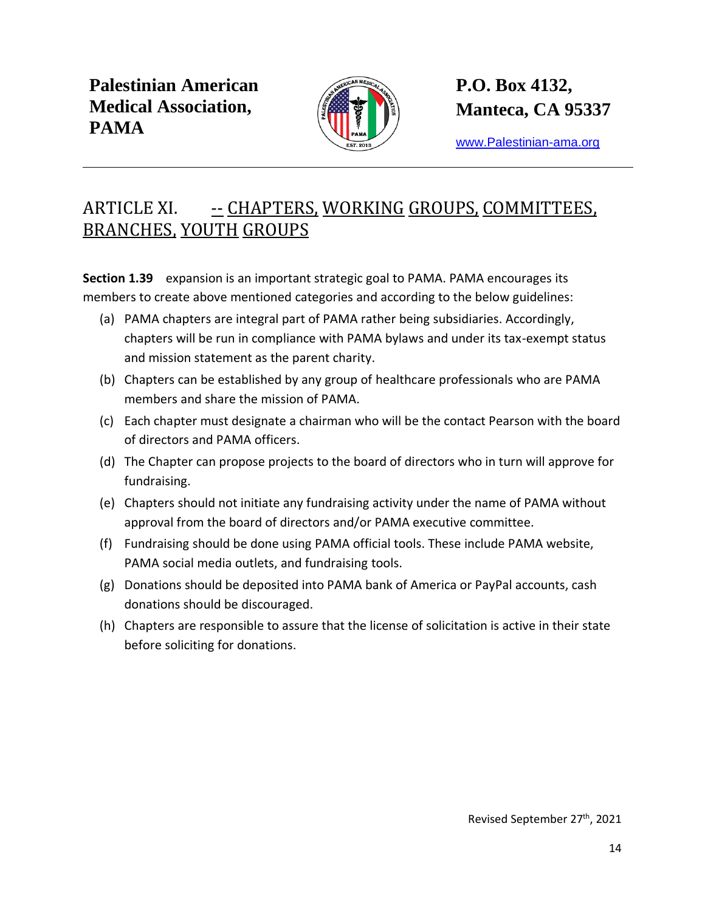## ARTICLE XI. -- CHAPTERS, WORKING GROUPS, COMMITTEES, BRANCHES, YOUTH GROUPS

**Section 1.39** expansion is an important strategic goal to PAMA. PAMA encourages its members to create above mentioned categories and according to the below guidelines:

(a) PAMA chapters are integral part of PAMA rather being subsidiaries. Accordingly, chapters will be run in compliance with PAMA bylaws and under its tax-exempt status and mission statement as the parent charity.

(b) Chapters can be established by any group of healthcare professionals who are PAMA members and share the mission of PAMA.

(c) Each chapter must designate a chairman who will be the contact Pearson with the board of directors and PAMA officers.

(d) The Chapter can propose projects to the board of directors who in turn will approve for fundraising.

(e) Chapters should not initiate any fundraising activity under the name of PAMA without approval from the board of directors and/or PAMA executive committee.

(f) Fundraising should be done using PAMA official tools. These include PAMA website, PAMA social media outlets, and fundraising tools.

(g) Donations should be deposited into PAMA bank of America or PayPal accounts, cash donations should be discouraged.

(h) Chapters are responsible to assure that the license of solicitation is active in their state before soliciting for donations.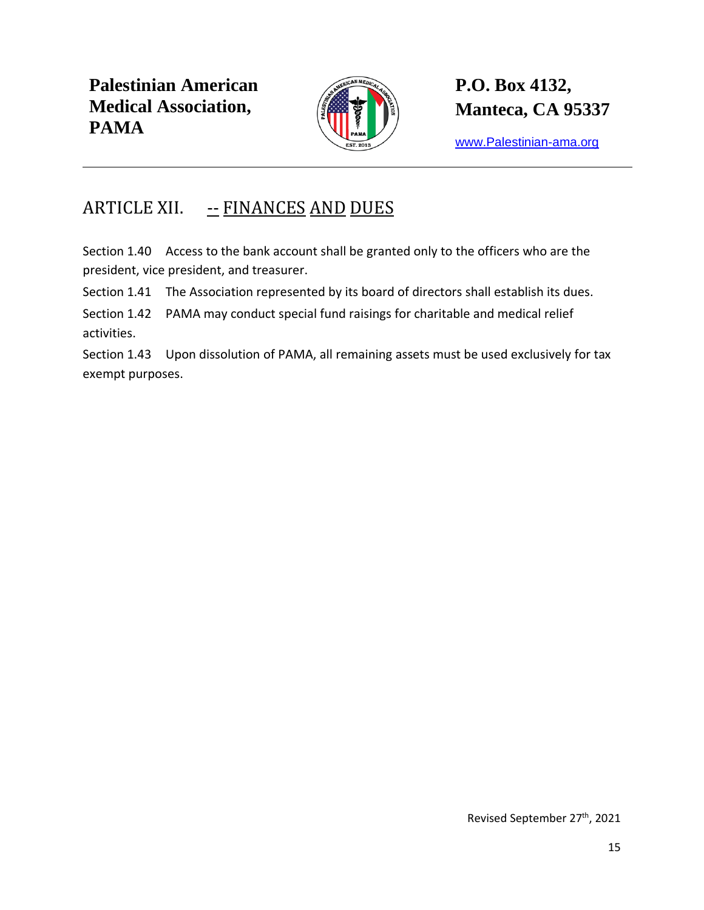## ARTICLE XII. -- FINANCES AND DUES

Section 1.40 Access to the bank account shall be granted only to the officers who are the president, vice president, and treasurer.

Section 1.41 The Association represented by its board of directors shall establish its dues.

Section 1.42 PAMA may conduct special fund raisings for charitable and medical relief activities.

Section 1.43 Upon dissolution of PAMA, all remaining assets must be used exclusively for tax exempt purposes.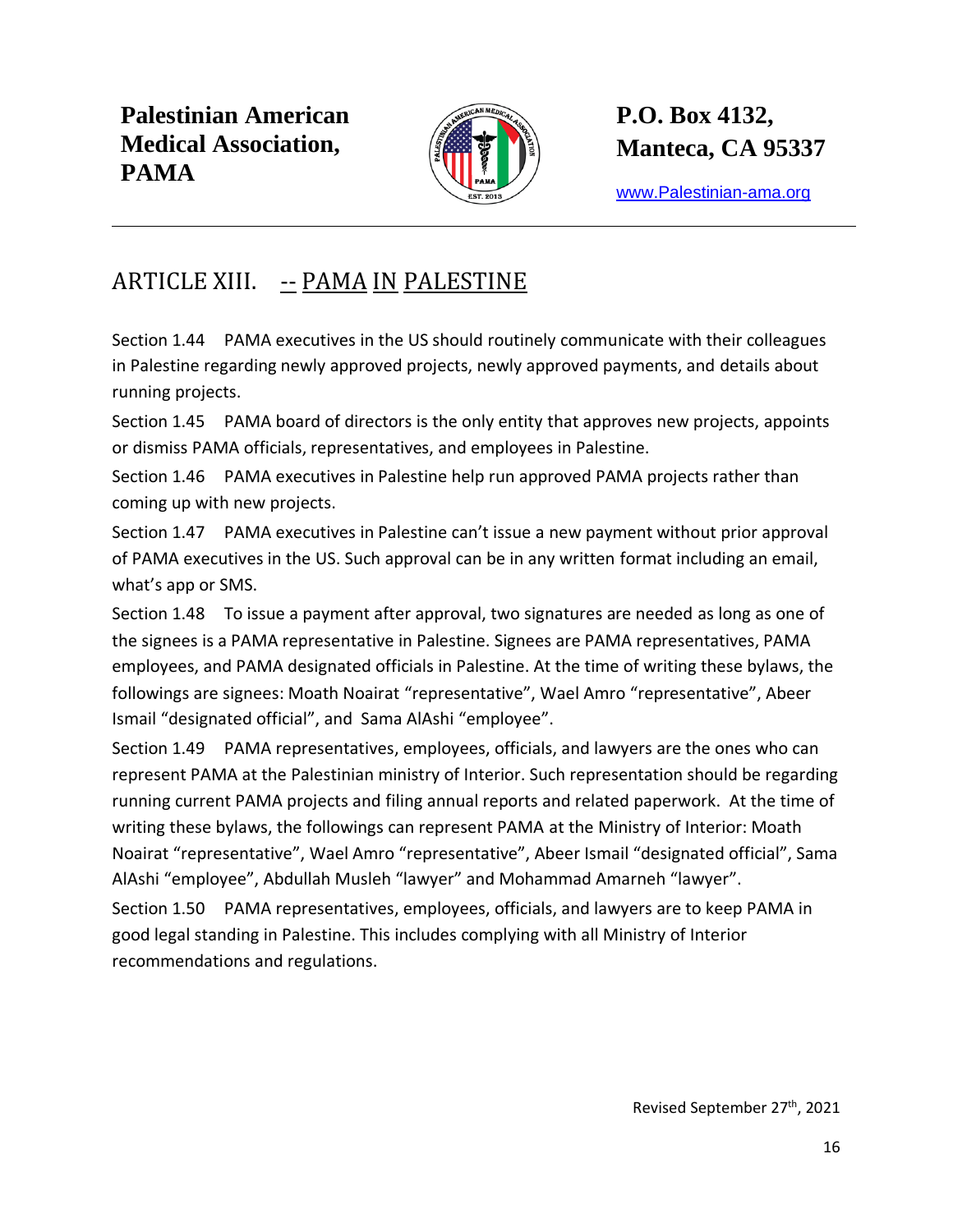## ARTICLE XIII. -- PAMA IN PALESTINE

Section 1.44 PAMA executives in the US should routinely communicate with their colleagues in Palestine regarding newly approved projects, newly approved payments, and details about running projects.

Section 1.45 PAMA board of directors is the only entity that approves new projects, appoints or dismiss PAMA officials, representatives, and employees in Palestine.

Section 1.46 PAMA executives in Palestine help run approved PAMA projects rather than coming up with new projects.

Section 1.47 PAMA executives in Palestine can't issue a new payment without prior approval of PAMA executives in the US. Such approval can be in any written format including an email, what's app or SMS.

Section 1.48 To issue a payment after approval, two signatures are needed as long as one of the signees is a PAMA representative in Palestine. Signees are PAMA representatives, PAMA employees, and PAMA designated officials in Palestine. At the time of writing these bylaws, the followings are signees: Moath Noairat "representative", Wael Amro "representative", Abeer Ismail "designated official", and Sama AlAshi "employee".

Section 1.49 PAMA representatives, employees, officials, and lawyers are the ones who can represent PAMA at the Palestinian ministry of Interior. Such representation should be regarding running current PAMA projects and filing annual reports and related paperwork. At the time of writing these bylaws, the followings can represent PAMA at the Ministry of Interior: Moath Noairat "representative", Wael Amro "representative", Abeer Ismail "designated official", Sama AlAshi "employee", Abdullah Musleh "lawyer" and Mohammad Amarneh "lawyer".

Section 1.50 PAMA representatives, employees, officials, and lawyers are to keep PAMA in good legal standing in Palestine. This includes complying with all Ministry of Interior recommendations and regulations.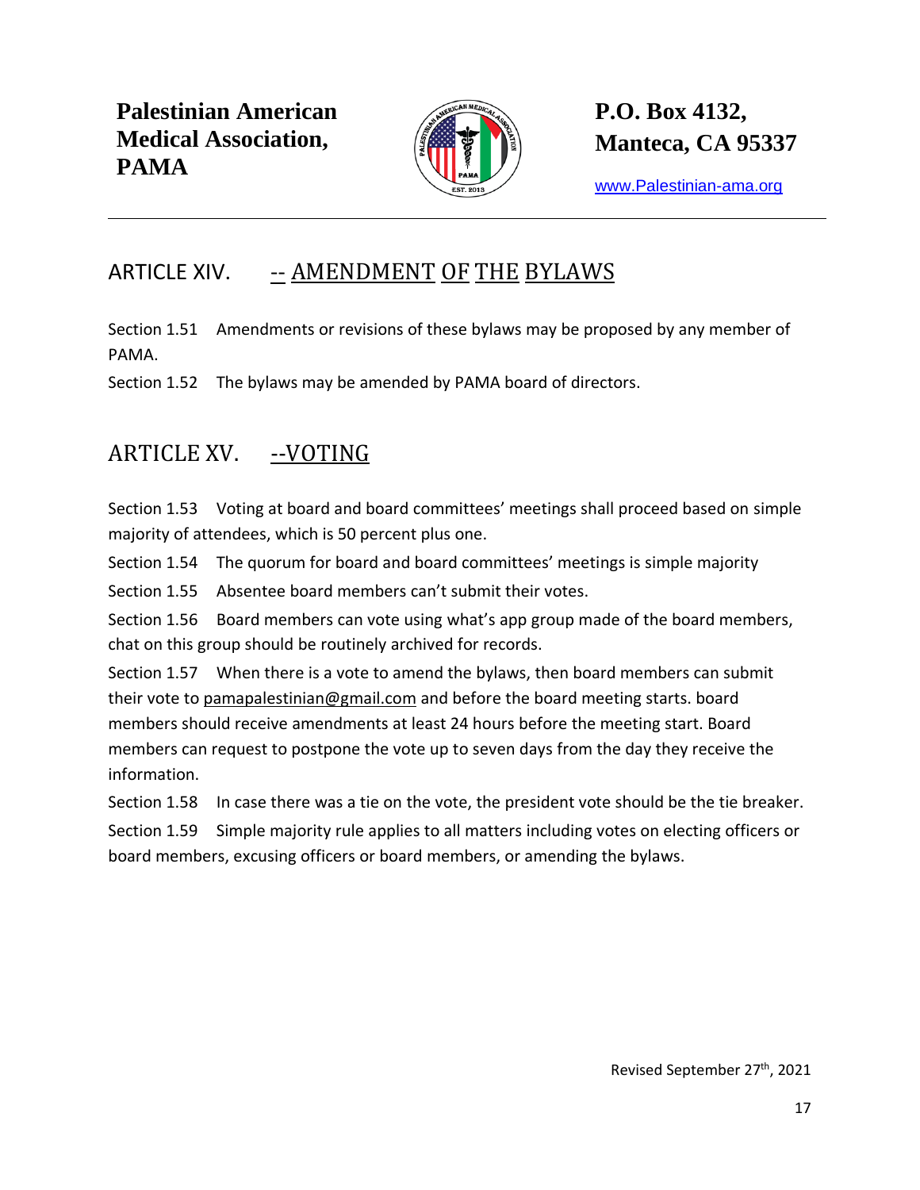## ARTICLE XIV. -- AMENDMENT OF THE BYLAWS

Section 1.51 Amendments or revisions of these bylaws may be proposed by any member of PAMA.

Section 1.52 The bylaws may be amended by PAMA board of directors.

## ARTICLE XV. --VOTING

Section 1.53 Voting at board and board committees' meetings shall proceed based on simple majority of attendees, which is 50 percent plus one.

Section 1.54 The quorum for board and board committees' meetings is simple majority

Section 1.55 Absentee board members can't submit their votes.

Section 1.56 Board members can vote using what's app group made of the board members, chat on this group should be routinely archived for records.

Section 1.57 When there is a vote to amend the bylaws, then board members can submit their vote to pamapalestinian@gmail.com and before the board meeting starts. board members should receive amendments at least 24 hours before the meeting start. Board members can request to postpone the vote up to seven days from the day they receive the information.

Section 1.58 In case there was a tie on the vote, the president vote should be the tie breaker.

Section 1.59 Simple majority rule applies to all matters including votes on electing officers or board members, excusing officers or board members, or amending the bylaws.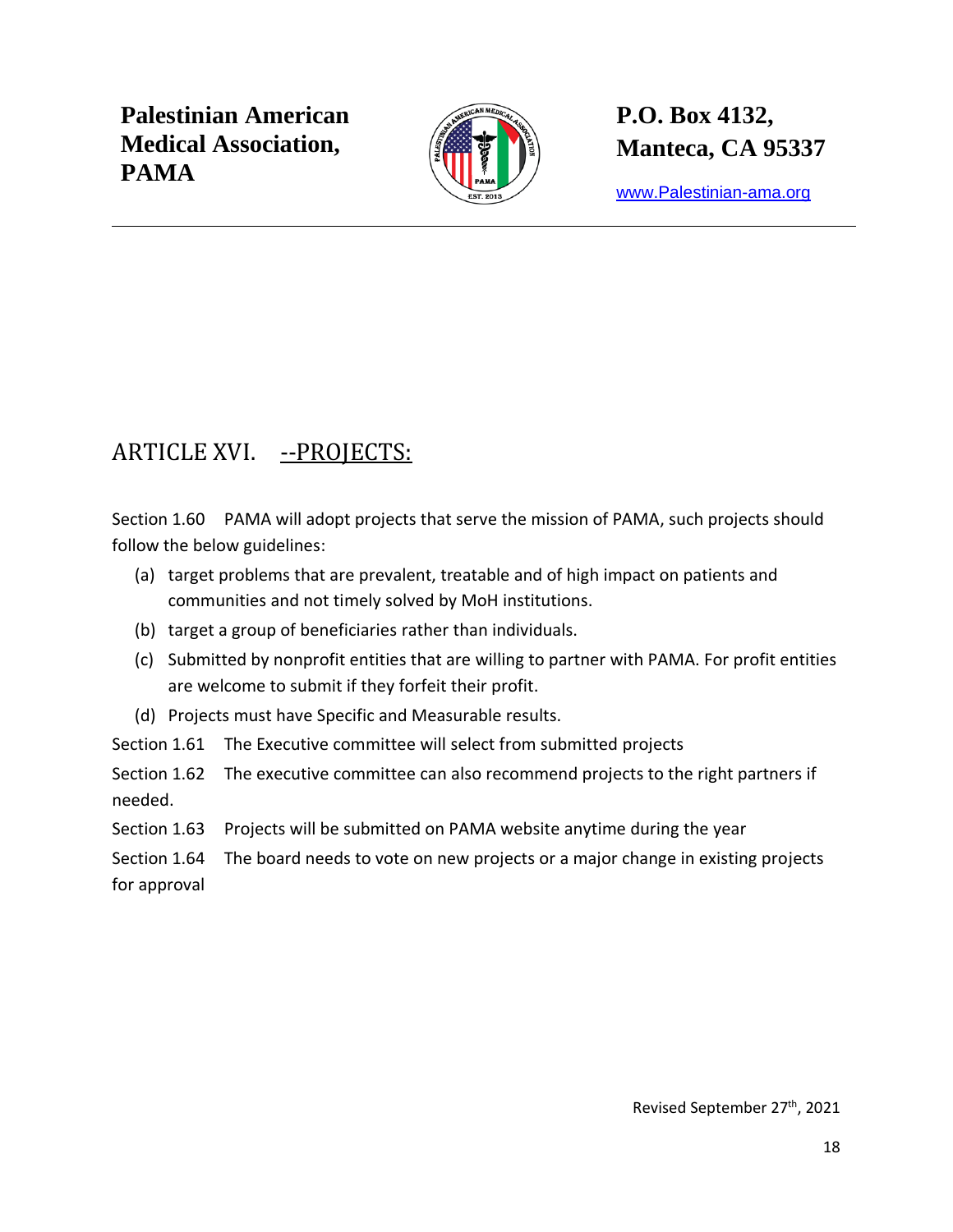## ARTICLE XVI. --PROJECTS:

Section 1.60 PAMA will adopt projects that serve the mission of PAMA, such projects should follow the below guidelines:

(a) target problems that are prevalent, treatable and of high impact on patients and communities and not timely solved by MoH institutions.

(b) target a group of beneficiaries rather than individuals.

(c) Submitted by nonprofit entities that are willing to partner with PAMA. For profit entities are welcome to submit if they forfeit their profit.

(d) Projects must have Specific and Measurable results.

Section 1.61 The Executive committee will select from submitted projects

Section 1.62 The executive committee can also recommend projects to the right partners if needed.

Section 1.63 Projects will be submitted on PAMA website anytime during the year

Section 1.64 The board needs to vote on new projects or a major change in existing projects for approval